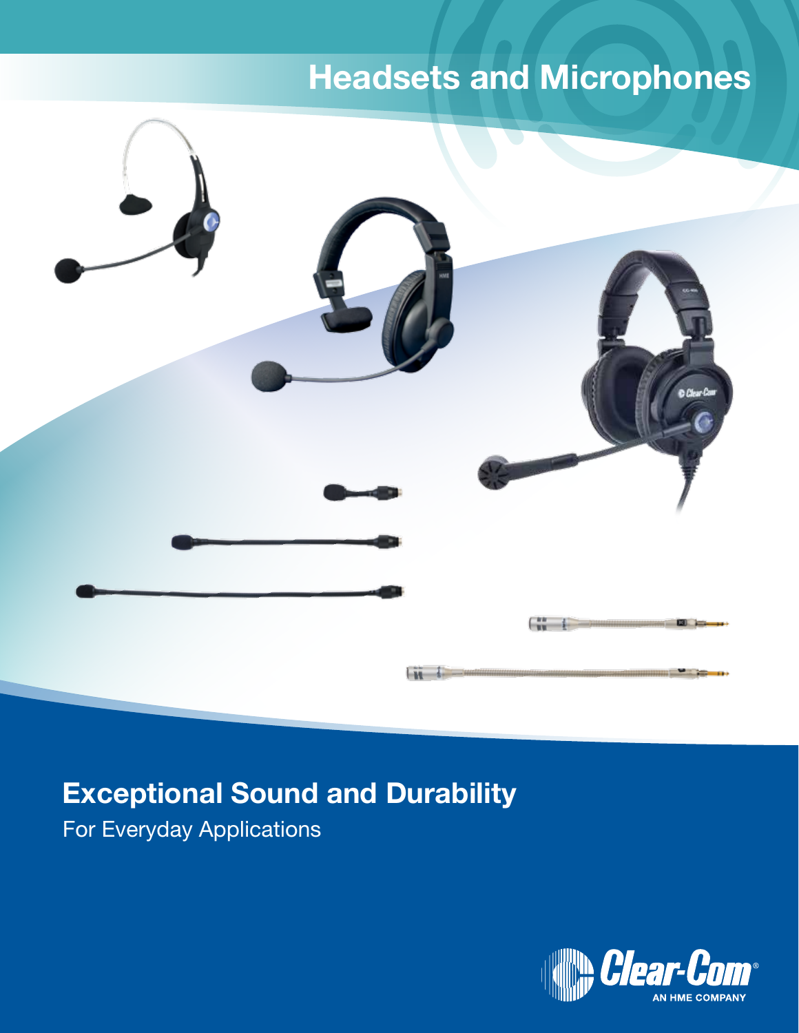# Headsets and Microphones

## Exceptional Sound and Durability

For Everyday Applications

Clear-Com® AN HME COMPANY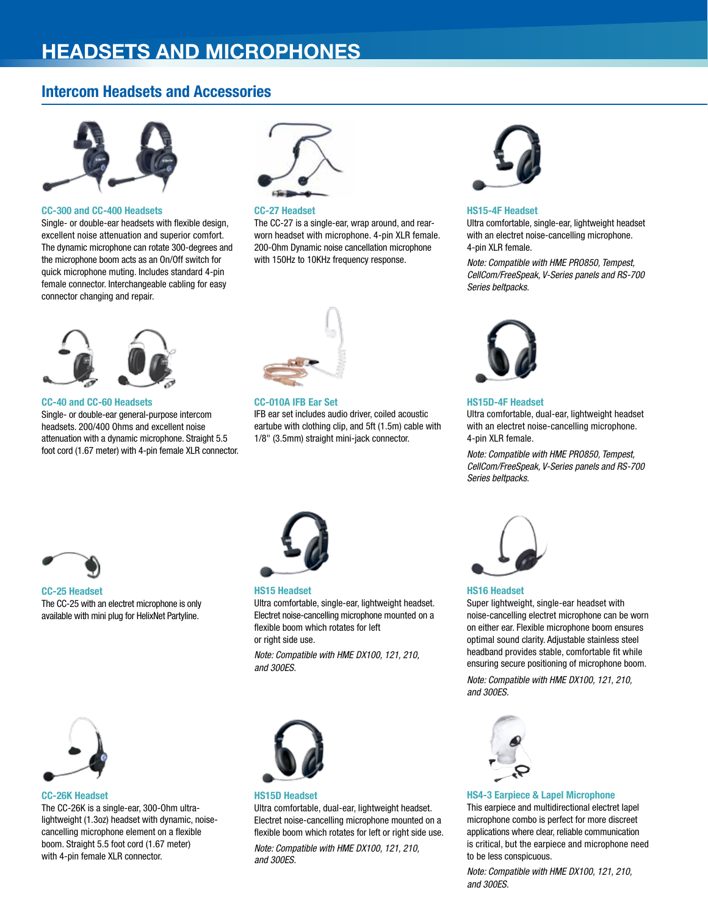# HEADSETS AND MICROPHONES

## Intercom Headsets and Accessories

### CC-300 and CC-400 Headsets

Single- or double-ear headsets with flexible design, excellent noise attenuation and superior comfort. The dynamic microphone can rotate 300-degrees and the microphone boom acts as an On/Off switch for quick microphone muting. Includes standard 4-pin female connector. Interchangeable cabling for easy connector changing and repair.

### CC-27 Headset

The CC-27 is a single-ear, wrap around, and rear-worn headset with microphone. 4-pin XLR female. 200-Ohm Dynamic noise cancellation microphone with 150Hz to 10KHz frequency response.

### HS15-4F Headset

Ultra comfortable, single-ear, lightweight headset with an electret noise-cancelling microphone. 4-pin XLR female.

*Note: Compatible with HME PRO850, Tempest, CellCom/FreeSpeak, V-Series panels and RS-700 Series beltpacks.*

### CC-40 and CC-60 Headsets

Single- or double-ear general-purpose intercom headsets. 200/400 Ohms and excellent noise attenuation with a dynamic microphone. Straight 5.5 foot cord (1.67 meter) with 4-pin female XLR connector.

### CC-010A IFB Ear Set

IFB ear set includes audio driver, coiled acoustic eartube with clothing clip, and 5ft (1.5m) cable with 1/8" (3.5mm) straight mini-jack connector.

### HS15D-4F Headset

Ultra comfortable, dual-ear, lightweight headset with an electret noise-cancelling microphone. 4-pin XLR female.

*Note: Compatible with HME PRO850, Tempest, CellCom/FreeSpeak, V-Series panels and RS-700 Series beltpacks.*

### CC-25 Headset

The CC-25 with an electret microphone is only available with mini plug for HelixNet Partyline.

### HS15 Headset

Ultra comfortable, single-ear, lightweight headset. Electret noise-cancelling microphone mounted on a flexible boom which rotates for left or right side use.

*Note: Compatible with HME DX100, 121, 210, and 300ES.*

### HS16 Headset

Super lightweight, single-ear headset with noise-cancelling electret microphone can be worn on either ear. Flexible microphone boom ensures optimal sound clarity. Adjustable stainless steel headband provides stable, comfortable fit while ensuring secure positioning of microphone boom.

*Note: Compatible with HME DX100, 121, 210, and 300ES.*

### CC-26K Headset

The CC-26K is a single-ear, 300-Ohm ultra-lightweight (1.3oz) headset with dynamic, noise-cancelling microphone element on a flexible boom. Straight 5.5 foot cord (1.67 meter) with 4-pin female XLR connector.

### HS15D Headset

Ultra comfortable, dual-ear, lightweight headset. Electret noise-cancelling microphone mounted on a flexible boom which rotates for left or right side use.

*Note: Compatible with HME DX100, 121, 210, and 300ES.*

### HS4-3 Earpiece & Lapel Microphone

This earpiece and multidirectional electret lapel microphone combo is perfect for more discreet applications where clear, reliable communication is critical, but the earpiece and microphone need to be less conspicuous.

*Note: Compatible with HME DX100, 121, 210, and 300ES.*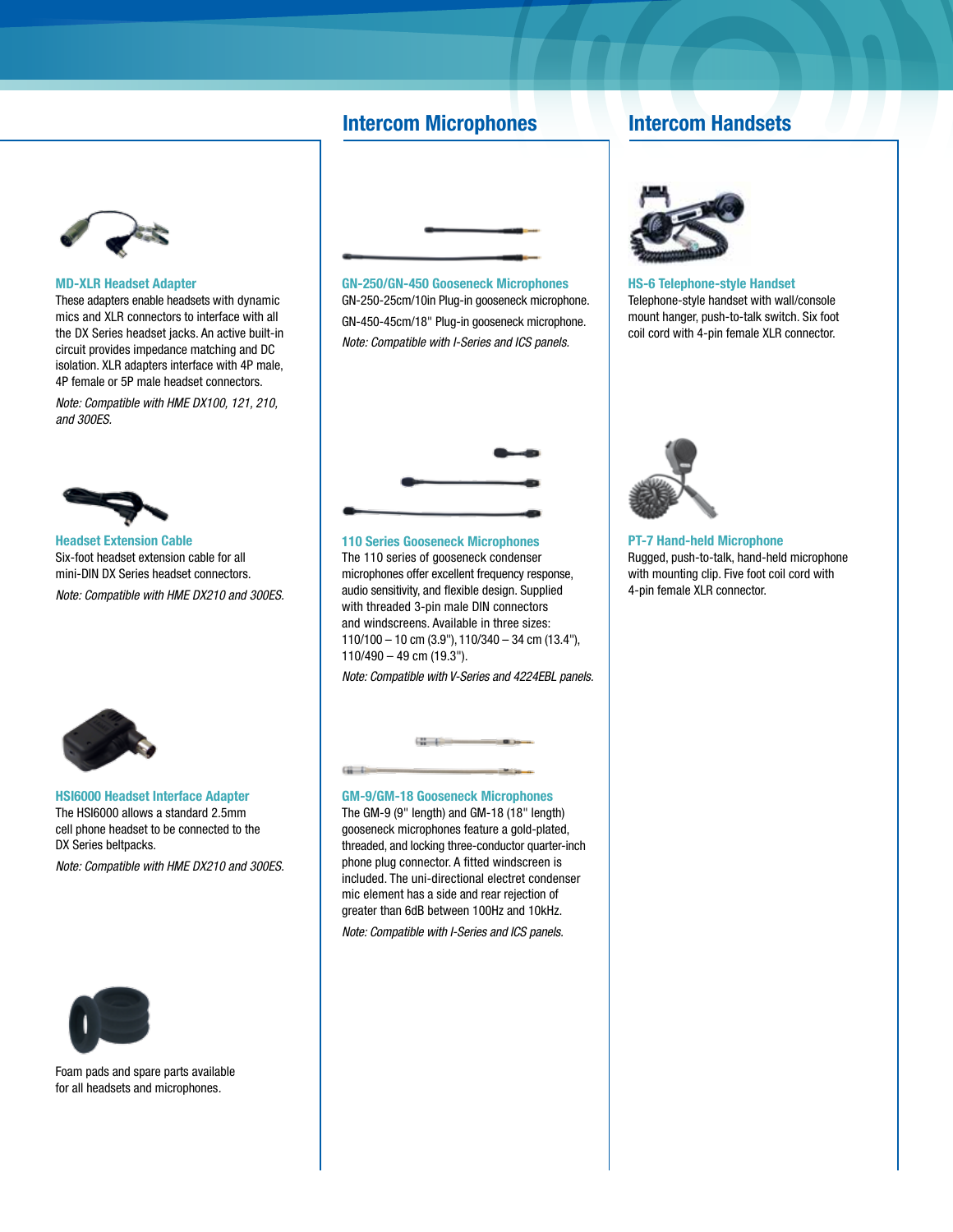### MD-XLR Headset Adapter

These adapters enable headsets with dynamic mics and XLR connectors to interface with all the DX Series headset jacks. An active built-in circuit provides impedance matching and DC isolation. XLR adapters interface with 4P male, 4P female or 5P male headset connectors.

*Note: Compatible with HME DX100, 121, 210, and 300ES.*

### Headset Extension Cable

Six-foot headset extension cable for all mini-DIN DX Series headset connectors.

*Note: Compatible with HME DX210 and 300ES.*

### HSI6000 Headset Interface Adapter

The HSI6000 allows a standard 2.5mm cell phone headset to be connected to the DX Series beltpacks.

*Note: Compatible with HME DX210 and 300ES.*

Foam pads and spare parts available for all headsets and microphones.

## Intercom Microphones

### GN-250/GN-450 Gooseneck Microphones

GN-250-25cm/10in Plug-in gooseneck microphone.

GN-450-45cm/18" Plug-in gooseneck microphone.

*Note: Compatible with I-Series and ICS panels.*

### 110 Series Gooseneck Microphones

The 110 series of gooseneck condenser microphones offer excellent frequency response, audio sensitivity, and flexible design. Supplied with threaded 3-pin male DIN connectors and windscreens. Available in three sizes: 110/100 – 10 cm (3.9"), 110/340 – 34 cm (13.4"), 110/490 – 49 cm (19.3").

*Note: Compatible with V-Series and 4224EBL panels.*

### GM-9/GM-18 Gooseneck Microphones

The GM-9 (9" length) and GM-18 (18" length) gooseneck microphones feature a gold-plated, threaded, and locking three-conductor quarter-inch phone plug connector. A fitted windscreen is included. The uni-directional electret condenser mic element has a side and rear rejection of greater than 6dB between 100Hz and 10kHz.

*Note: Compatible with I-Series and ICS panels.*

## Intercom Handsets

### HS-6 Telephone-style Handset

Telephone-style handset with wall/console mount hanger, push-to-talk switch. Six foot coil cord with 4-pin female XLR connector.

### PT-7 Hand-held Microphone

Rugged, push-to-talk, hand-held microphone with mounting clip. Five foot coil cord with 4-pin female XLR connector.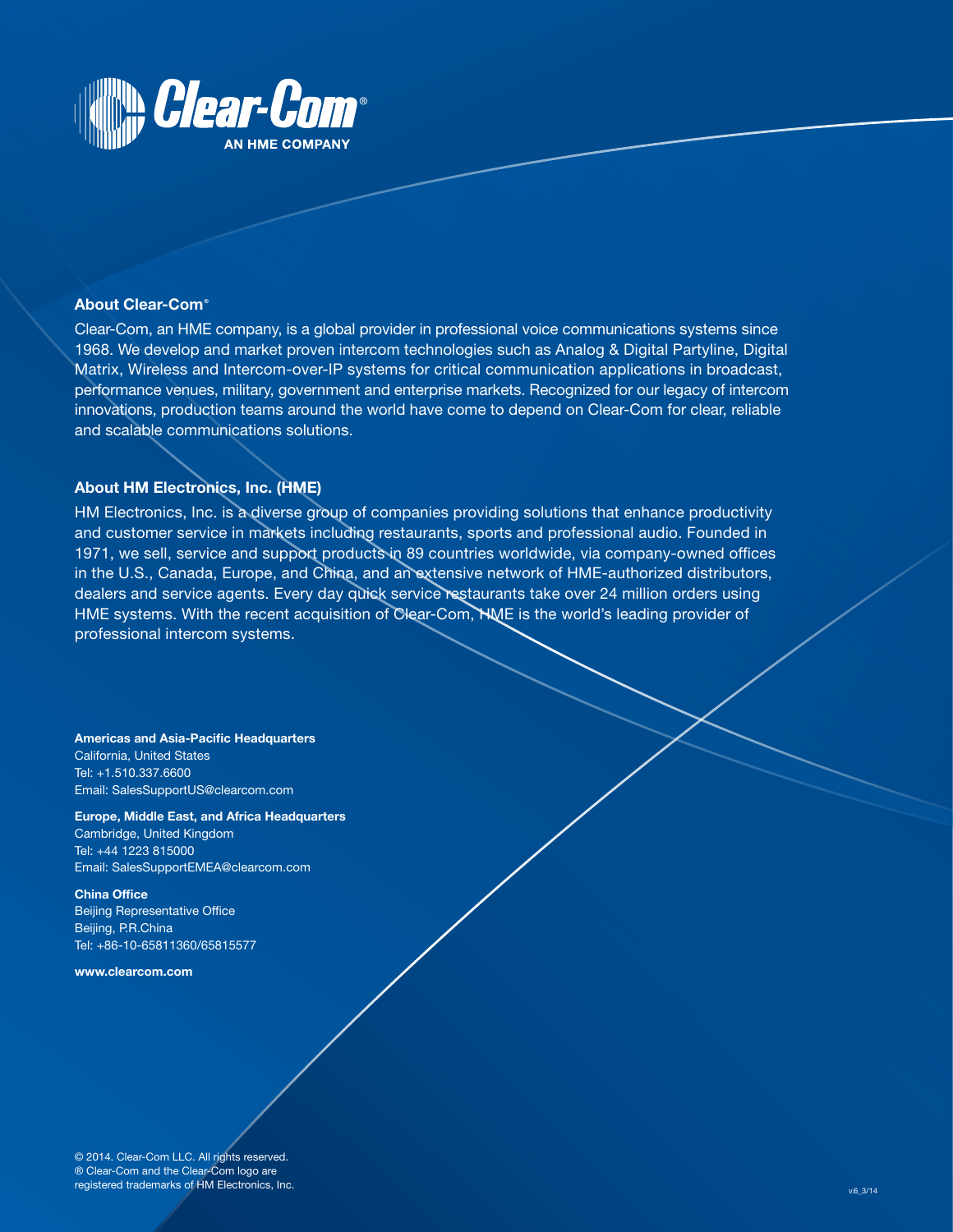Clear-Com®

AN HME COMPANY

### About Clear-Com®

Clear-Com, an HME company, is a global provider in professional voice communications systems since 1968. We develop and market proven intercom technologies such as Analog & Digital Partyline, Digital Matrix, Wireless and Intercom-over-IP systems for critical communication applications in broadcast, performance venues, military, government and enterprise markets. Recognized for our legacy of intercom innovations, production teams around the world have come to depend on Clear-Com for clear, reliable and scalable communications solutions.

### About HM Electronics, Inc. (HME)

HM Electronics, Inc. is a diverse group of companies providing solutions that enhance productivity and customer service in markets including restaurants, sports and professional audio. Founded in 1971, we sell, service and support products in 89 countries worldwide, via company-owned offices in the U.S., Canada, Europe, and China, and an extensive network of HME-authorized distributors, dealers and service agents. Every day quick service restaurants take over 24 million orders using HME systems. With the recent acquisition of Clear-Com, HME is the world's leading provider of professional intercom systems.

**Americas and Asia-Pacific Headquarters**
California, United States
Tel: +1.510.337.6600
Email: SalesSupportUS@clearcom.com

**Europe, Middle East, and Africa Headquarters**
Cambridge, United Kingdom
Tel: +44 1223 815000
Email: SalesSupportEMEA@clearcom.com

**China Office**
Beijing Representative Office
Beijing, P.R.China
Tel: +86-10-65811360/65815577

**www.clearcom.com**

© 2014. Clear-Com LLC. All rights reserved.
® Clear-Com and the Clear-Com logo are registered trademarks of HM Electronics, Inc.

v.6_3/14